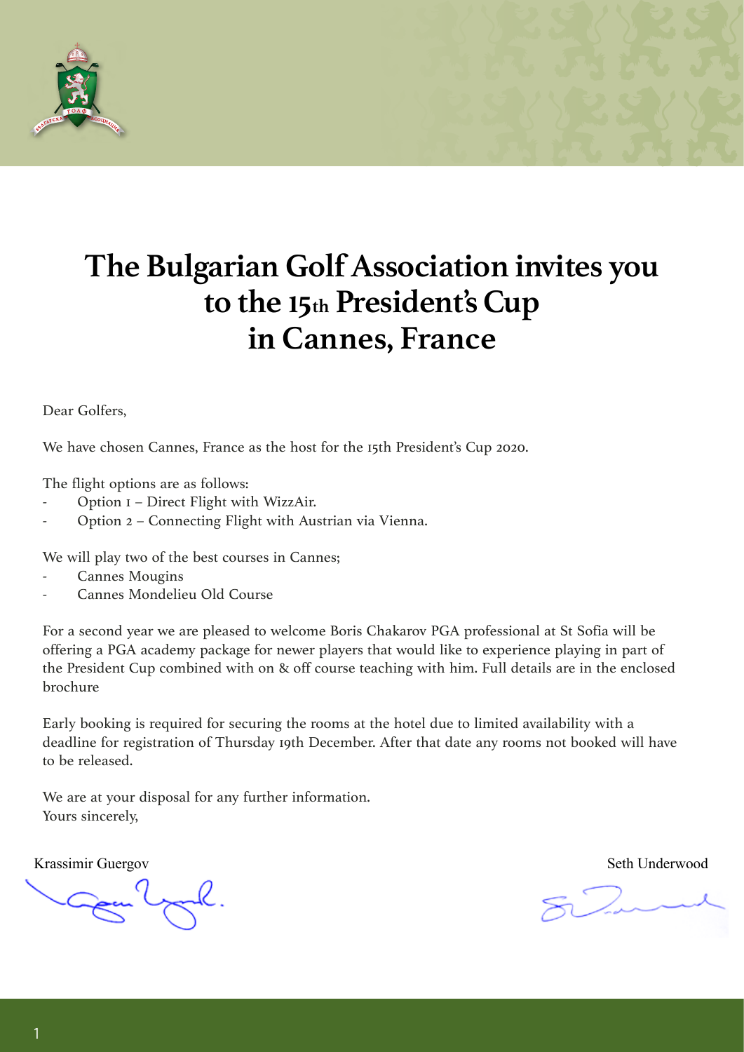# The Bulgarian Golf Association invites you to the 15th President's Cup in Cannes, France

Dear Golfers,

We have chosen Cannes, France as the host for the 15th President's Cup 2020.

The flight options are as follows:

- Option 1 – Direct Flight with WizzAir.
- Option 2 – Connecting Flight with Austrian via Vienna.

We will play two of the best courses in Cannes;

- Cannes Mougins
- Cannes Mondelieu Old Course

For a second year we are pleased to welcome Boris Chakarov PGA professional at St Sofia will be offering a PGA academy package for newer players that would like to experience playing in part of the President Cup combined with on & off course teaching with him. Full details are in the enclosed brochure

Early booking is required for securing the rooms at the hotel due to limited availability with a deadline for registration of Thursday 19th December. After that date any rooms not booked will have to be released.

We are at your disposal for any further information.
Yours sincerely,

Krassimir Guergov

Seth Underwood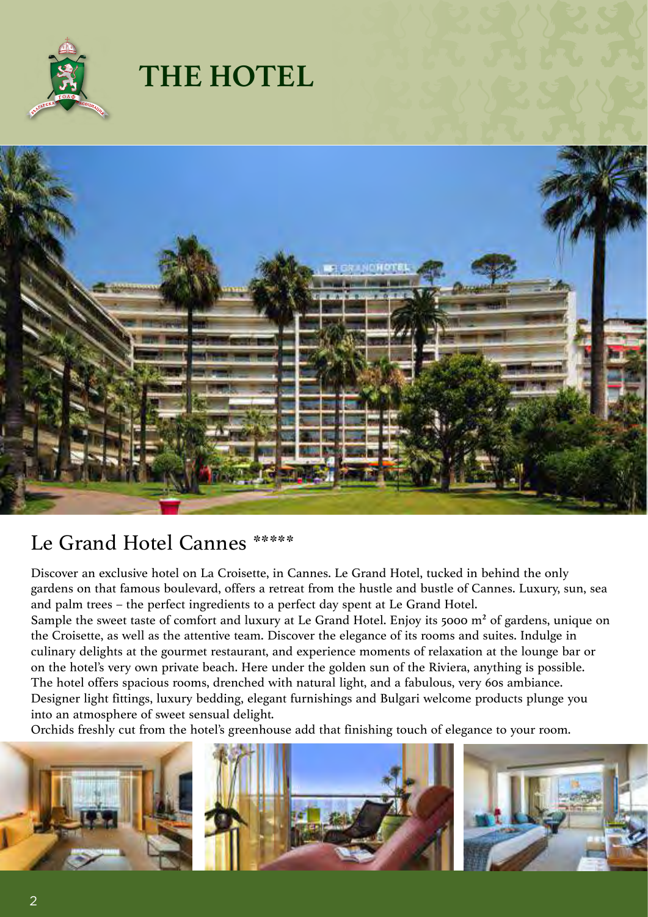# THE HOTEL

## Le Grand Hotel Cannes *****

Discover an exclusive hotel on La Croisette, in Cannes. Le Grand Hotel, tucked in behind the only gardens on that famous boulevard, offers a retreat from the hustle and bustle of Cannes. Luxury, sun, sea and palm trees – the perfect ingredients to a perfect day spent at Le Grand Hotel.

Sample the sweet taste of comfort and luxury at Le Grand Hotel. Enjoy its 5000 m² of gardens, unique on the Croisette, as well as the attentive team. Discover the elegance of its rooms and suites. Indulge in culinary delights at the gourmet restaurant, and experience moments of relaxation at the lounge bar or on the hotel's very own private beach. Here under the golden sun of the Riviera, anything is possible.

The hotel offers spacious rooms, drenched with natural light, and a fabulous, very 60s ambiance. Designer light fittings, luxury bedding, elegant furnishings and Bulgari welcome products plunge you into an atmosphere of sweet sensual delight.

Orchids freshly cut from the hotel's greenhouse add that finishing touch of elegance to your room.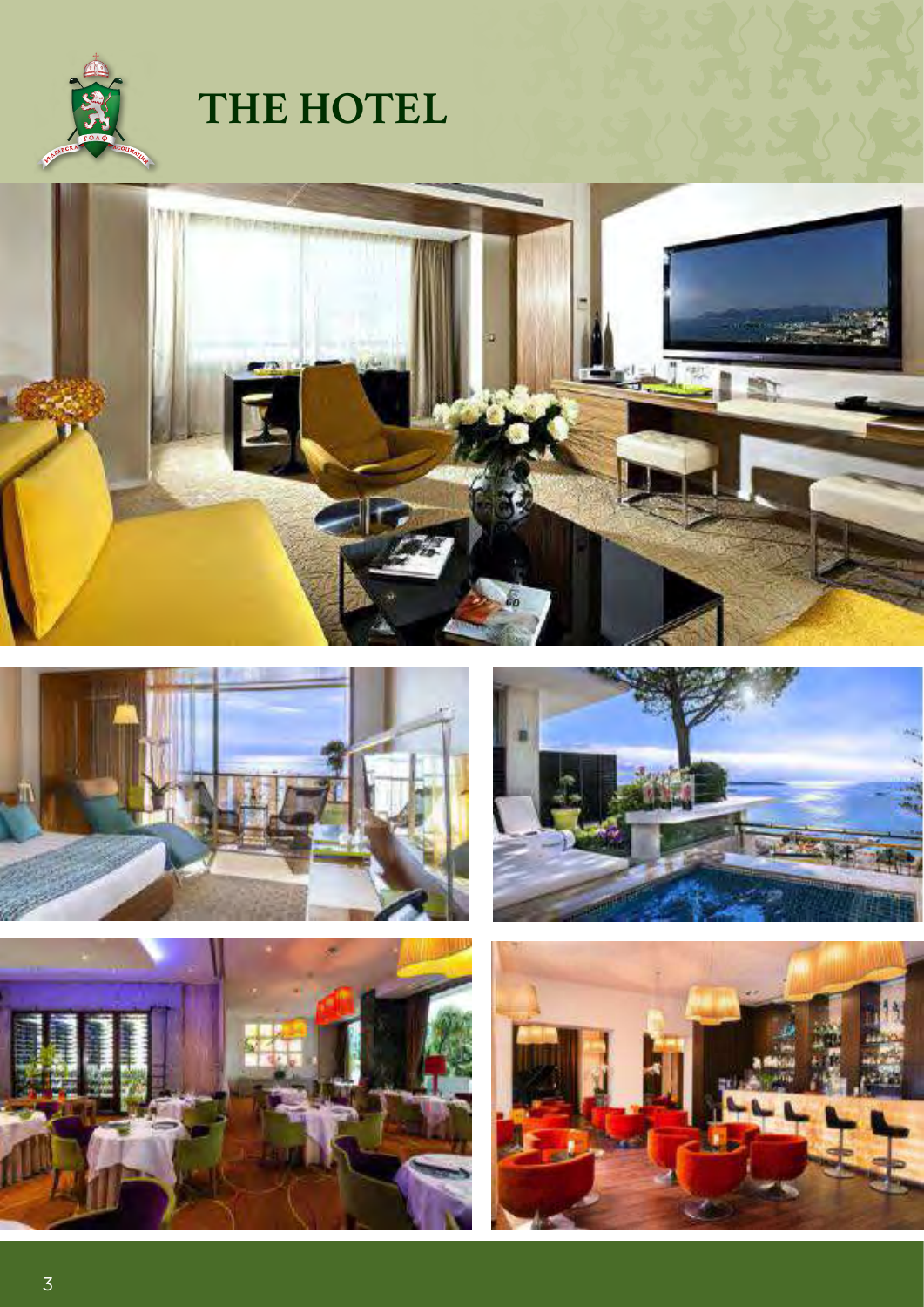# THE HOTEL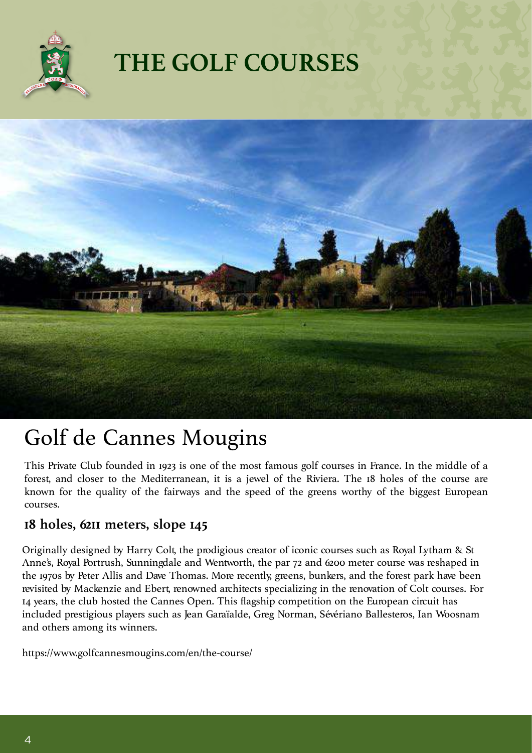# THE GOLF COURSES

## Golf de Cannes Mougins

This Private Club founded in 1923 is one of the most famous golf courses in France. In the middle of a forest, and closer to the Mediterranean, it is a jewel of the Riviera. The 18 holes of the course are known for the quality of the fairways and the speed of the greens worthy of the biggest European courses.

### 18 holes, 6211 meters, slope 145

Originally designed by Harry Colt, the prodigious creator of iconic courses such as Royal Lytham & St Anne's, Royal Portrush, Sunningdale and Wentworth, the par 72 and 6200 meter course was reshaped in the 1970s by Peter Allis and Dave Thomas. More recently, greens, bunkers, and the forest park have been revisited by Mackenzie and Ebert, renowned architects specializing in the renovation of Colt courses. For 14 years, the club hosted the Cannes Open. This flagship competition on the European circuit has included prestigious players such as Jean Garaïalde, Greg Norman, Sévériano Ballesteros, Ian Woosnam and others among its winners.

https://www.golfcannesmougins.com/en/the-course/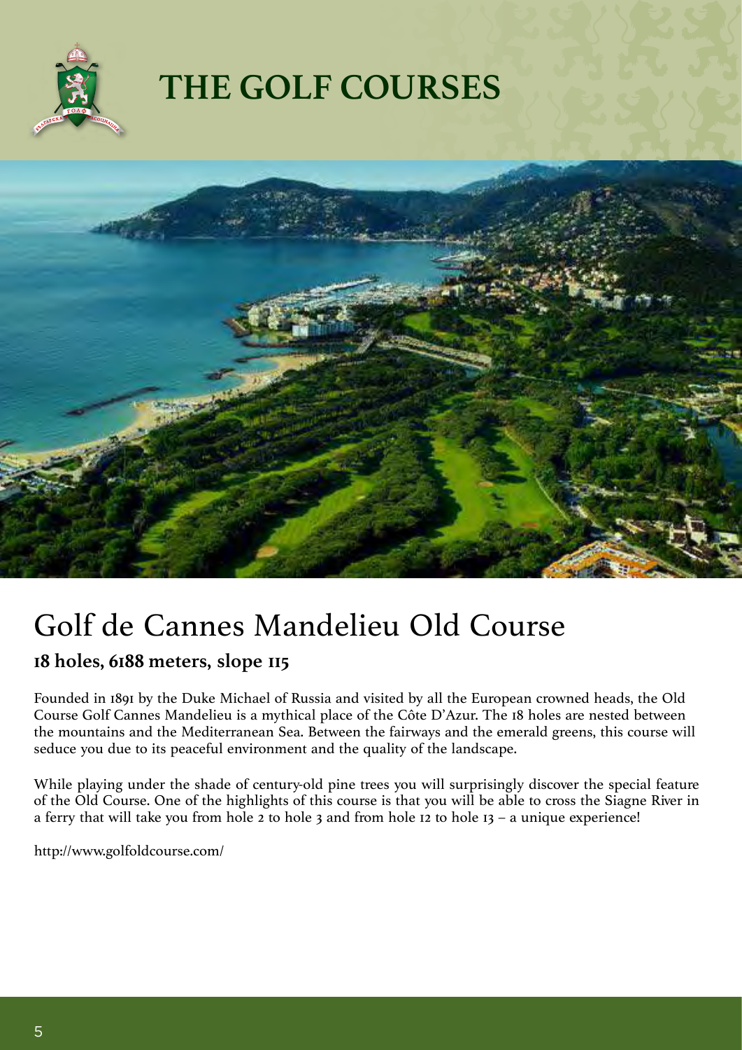# THE GOLF COURSES

## Golf de Cannes Mandelieu Old Course

### 18 holes, 6188 meters, slope 115

Founded in 1891 by the Duke Michael of Russia and visited by all the European crowned heads, the Old Course Golf Cannes Mandelieu is a mythical place of the Côte D'Azur. The 18 holes are nested between the mountains and the Mediterranean Sea. Between the fairways and the emerald greens, this course will seduce you due to its peaceful environment and the quality of the landscape.

While playing under the shade of century-old pine trees you will surprisingly discover the special feature of the Old Course. One of the highlights of this course is that you will be able to cross the Siagne River in a ferry that will take you from hole 2 to hole 3 and from hole 12 to hole 13 – a unique experience!

http://www.golfoldcourse.com/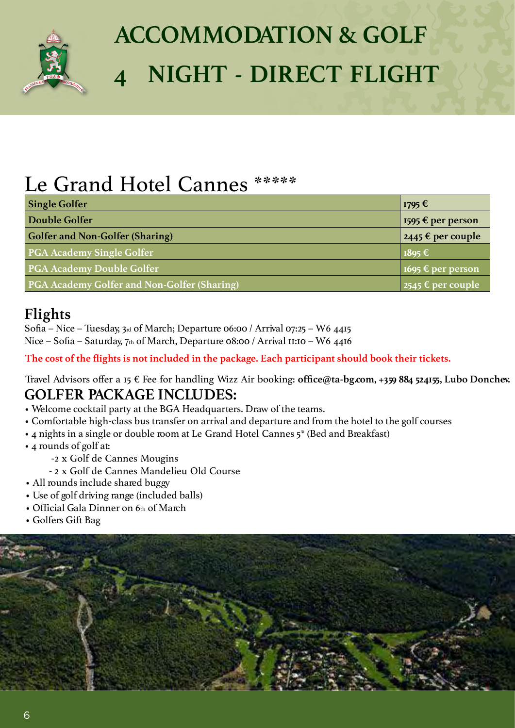# ACCOMMODATION & GOLF
# 4 NIGHT - DIRECT FLIGHT

## Le Grand Hotel Cannes *****

| Package | Price |
|---|---|
| Single Golfer | 1795 € |
| Double Golfer | 1595 € per person |
| Golfer and Non-Golfer (Sharing) | 2445 € per couple |
| PGA Academy Single Golfer | 1895 € |
| PGA Academy Double Golfer | 1695 € per person |
| PGA Academy Golfer and Non-Golfer (Sharing) | 2545 € per couple |

## Flights

Sofia – Nice – Tuesday, 3rd of March; Departure 06:00 / Arrival 07:25 – W6 4415
Nice – Sofia – Saturday, 7th of March, Departure 08:00 / Arrival 11:10 – W6 4416

**The cost of the flights is not included in the package. Each participant should book their tickets.**

Travel Advisors offer a 15 € Fee for handling Wizz Air booking: **office@ta-bg.com, +359 884 524155, Lubo Donchev.**

## GOLFER PACKAGE INCLUDES:

- Welcome cocktail party at the BGA Headquarters. Draw of the teams.
- Comfortable high-class bus transfer on arrival and departure and from the hotel to the golf courses
- 4 nights in a single or double room at Le Grand Hotel Cannes 5* (Bed and Breakfast)
- 4 rounds of golf at:
  - 2 x Golf de Cannes Mougins
  - 2 x Golf de Cannes Mandelieu Old Course
- All rounds include shared buggy
- Use of golf driving range (included balls)
- Official Gala Dinner on 6th of March
- Golfers Gift Bag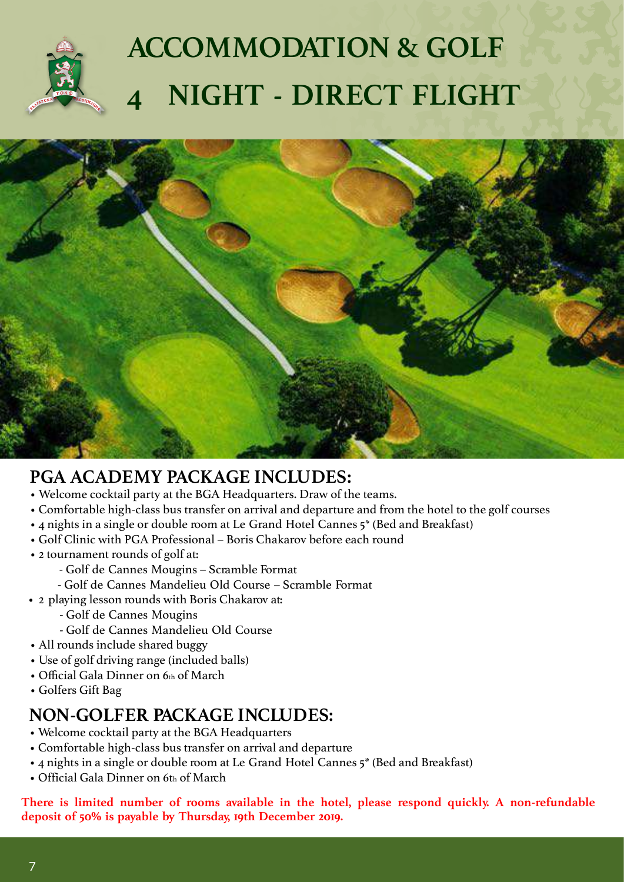# ACCOMMODATION & GOLF
# 4 NIGHT - DIRECT FLIGHT

## PGA ACADEMY PACKAGE INCLUDES:

- Welcome cocktail party at the BGA Headquarters. Draw of the teams.
- Comfortable high-class bus transfer on arrival and departure and from the hotel to the golf courses
- 4 nights in a single or double room at Le Grand Hotel Cannes 5* (Bed and Breakfast)
- Golf Clinic with PGA Professional – Boris Chakarov before each round
- 2 tournament rounds of golf at:
    - Golf de Cannes Mougins – Scramble Format
    - Golf de Cannes Mandelieu Old Course – Scramble Format
- 2 playing lesson rounds with Boris Chakarov at:
    - Golf de Cannes Mougins
    - Golf de Cannes Mandelieu Old Course
- All rounds include shared buggy
- Use of golf driving range (included balls)
- Official Gala Dinner on 6th of March
- Golfers Gift Bag

## NON-GOLFER PACKAGE INCLUDES:

- Welcome cocktail party at the BGA Headquarters
- Comfortable high-class bus transfer on arrival and departure
- 4 nights in a single or double room at Le Grand Hotel Cannes 5* (Bed and Breakfast)
- Official Gala Dinner on 6th of March

**There is limited number of rooms available in the hotel, please respond quickly. A non-refundable deposit of 50% is payable by Thursday, 19th December 2019.**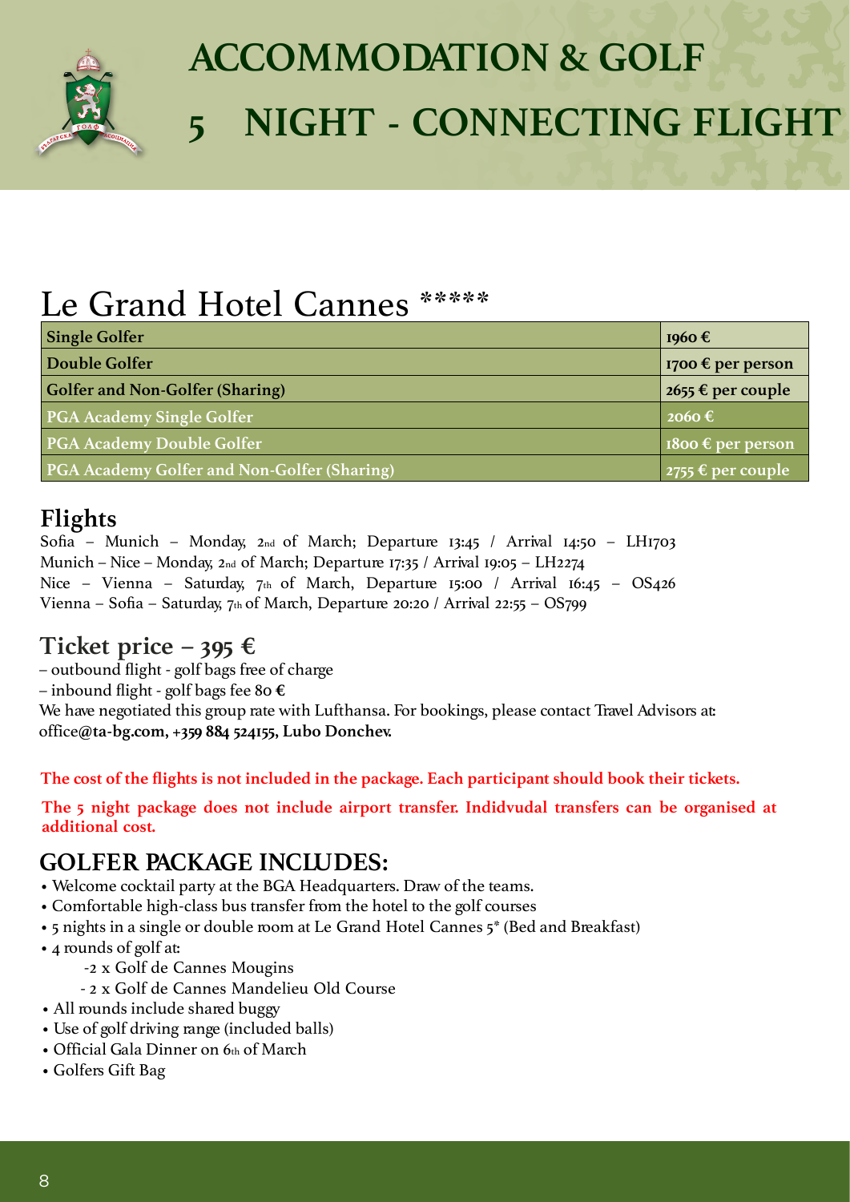# ACCOMMODATION & GOLF

# 5 NIGHT - CONNECTING FLIGHT

## Le Grand Hotel Cannes *****

| Package | Price |
|---|---|
| **Single Golfer** | **1960 €** |
| **Double Golfer** | **1700 € per person** |
| **Golfer and Non-Golfer (Sharing)** | **2655 € per couple** |
| **PGA Academy Single Golfer** | **2060 €** |
| **PGA Academy Double Golfer** | **1800 € per person** |
| **PGA Academy Golfer and Non-Golfer (Sharing)** | **2755 € per couple** |

## Flights

Sofia – Munich – Monday, 2nd of March; Departure 13:45 / Arrival 14:50 – LH1703
Munich – Nice – Monday, 2nd of March; Departure 17:35 / Arrival 19:05 – LH2274
Nice – Vienna – Saturday, 7th of March, Departure 15:00 / Arrival 16:45 – OS426
Vienna – Sofia – Saturday, 7th of March, Departure 20:20 / Arrival 22:55 – OS799

## Ticket price – 395 €

– outbound flight - golf bags free of charge
– inbound flight - golf bags fee 80 €
We have negotiated this group rate with Lufthansa. For bookings, please contact Travel Advisors at:
office**@ta-bg.com, +359 884 524155, Lubo Donchev.**

**The cost of the flights is not included in the package. Each participant should book their tickets.**

**The 5 night package does not include airport transfer. Indidvudal transfers can be organised at additional cost.**

## GOLFER PACKAGE INCLUDES:

- Welcome cocktail party at the BGA Headquarters. Draw of the teams.
- Comfortable high-class bus transfer from the hotel to the golf courses
- 5 nights in a single or double room at Le Grand Hotel Cannes 5* (Bed and Breakfast)
- 4 rounds of golf at:
  - 2 x Golf de Cannes Mougins
  - 2 x Golf de Cannes Mandelieu Old Course
- All rounds include shared buggy
- Use of golf driving range (included balls)
- Official Gala Dinner on 6th of March
- Golfers Gift Bag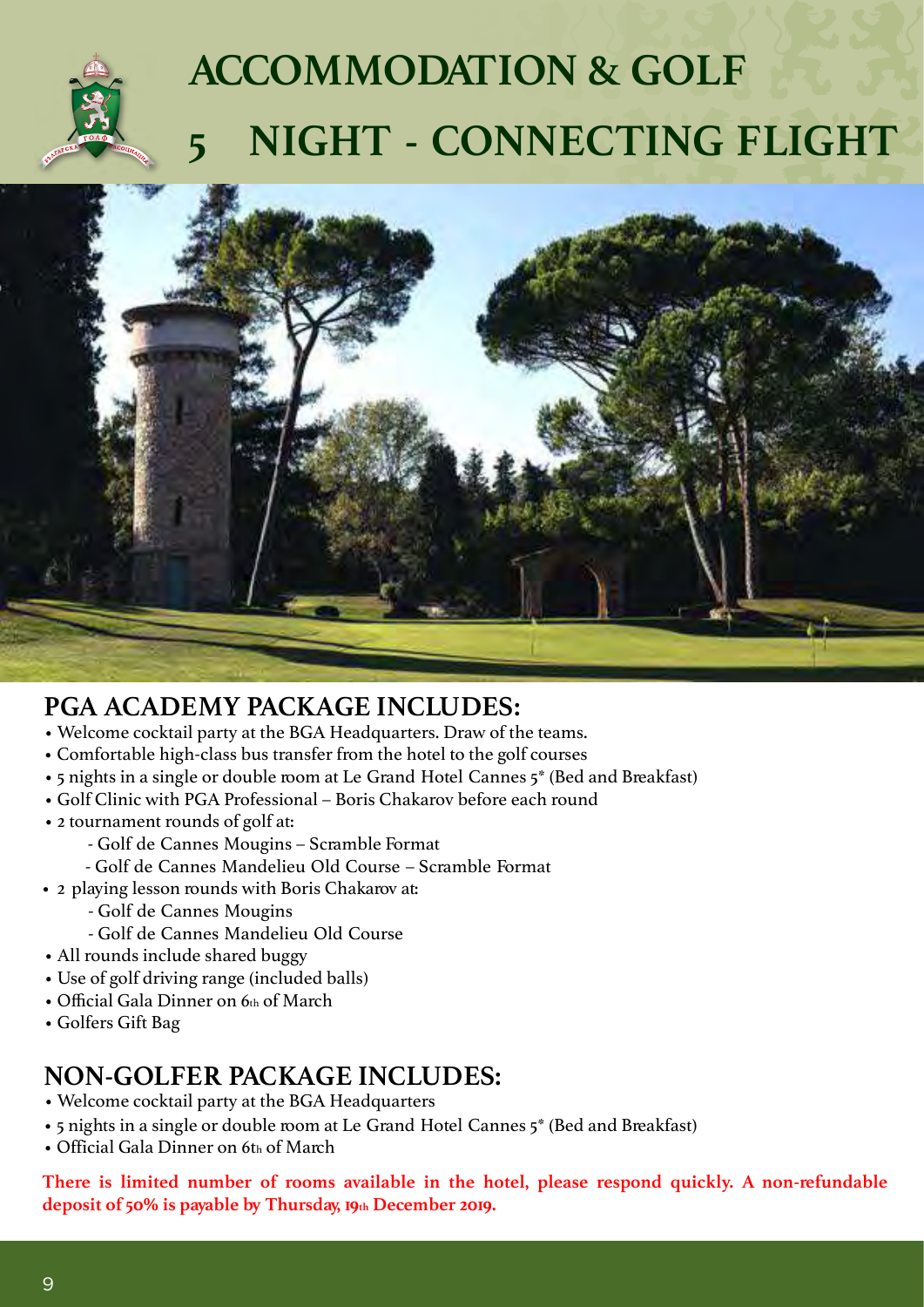# ACCOMMODATION & GOLF
# 5 NIGHT - CONNECTING FLIGHT

## PGA ACADEMY PACKAGE INCLUDES:

- Welcome cocktail party at the BGA Headquarters. Draw of the teams.
- Comfortable high-class bus transfer from the hotel to the golf courses
- 5 nights in a single or double room at Le Grand Hotel Cannes 5* (Bed and Breakfast)
- Golf Clinic with PGA Professional – Boris Chakarov before each round
- 2 tournament rounds of golf at:
  - Golf de Cannes Mougins – Scramble Format
  - Golf de Cannes Mandelieu Old Course – Scramble Format
- 2 playing lesson rounds with Boris Chakarov at:
  - Golf de Cannes Mougins
  - Golf de Cannes Mandelieu Old Course
- All rounds include shared buggy
- Use of golf driving range (included balls)
- Official Gala Dinner on 6th of March
- Golfers Gift Bag

## NON-GOLFER PACKAGE INCLUDES:

- Welcome cocktail party at the BGA Headquarters
- 5 nights in a single or double room at Le Grand Hotel Cannes 5* (Bed and Breakfast)
- Official Gala Dinner on 6th of March

**There is limited number of rooms available in the hotel, please respond quickly. A non-refundable deposit of 50% is payable by Thursday, 19th December 2019.**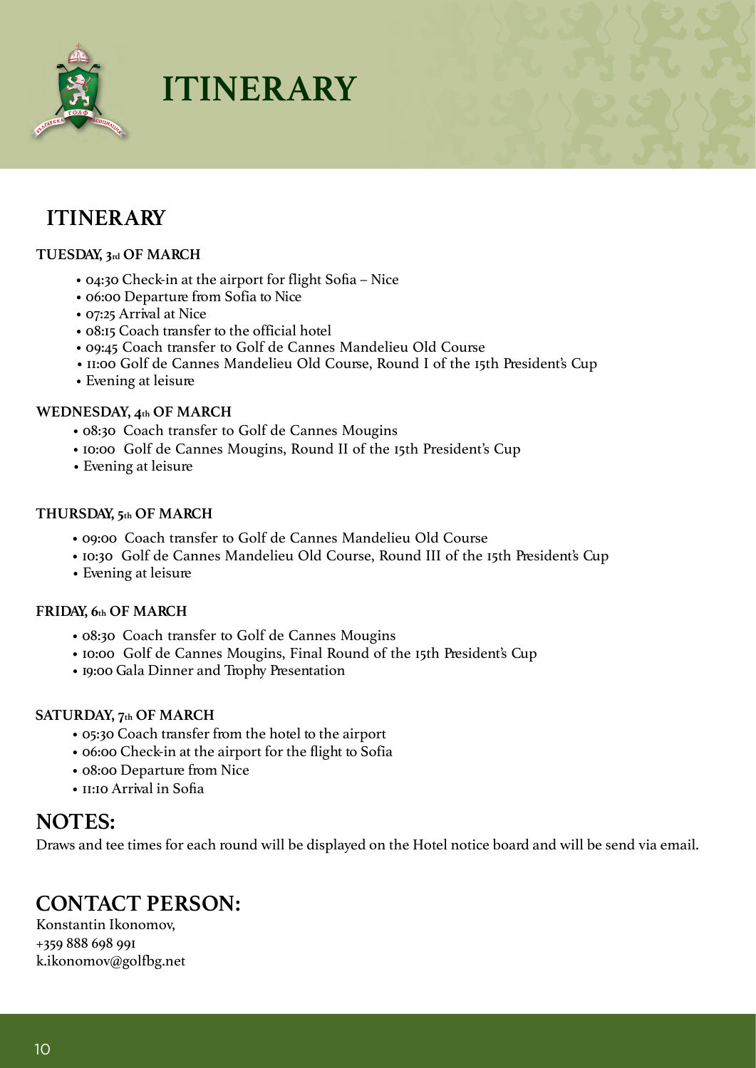# ITINERARY

## ITINERARY

**TUESDAY, 3rd OF MARCH**

- 04:30 Check-in at the airport for flight Sofia – Nice
- 06:00 Departure from Sofia to Nice
- 07:25 Arrival at Nice
- 08:15 Coach transfer to the official hotel
- 09:45 Coach transfer to Golf de Cannes Mandelieu Old Course
- 11:00 Golf de Cannes Mandelieu Old Course, Round I of the 15th President's Cup
- Evening at leisure

**WEDNESDAY, 4th OF MARCH**

- 08:30 Coach transfer to Golf de Cannes Mougins
- 10:00 Golf de Cannes Mougins, Round II of the 15th President's Cup
- Evening at leisure

**THURSDAY, 5th OF MARCH**

- 09:00 Coach transfer to Golf de Cannes Mandelieu Old Course
- 10:30 Golf de Cannes Mandelieu Old Course, Round III of the 15th President's Cup
- Evening at leisure

**FRIDAY, 6th OF MARCH**

- 08:30 Coach transfer to Golf de Cannes Mougins
- 10:00 Golf de Cannes Mougins, Final Round of the 15th President's Cup
- 19:00 Gala Dinner and Trophy Presentation

**SATURDAY, 7th OF MARCH**

- 05:30 Coach transfer from the hotel to the airport
- 06:00 Check-in at the airport for the flight to Sofia
- 08:00 Departure from Nice
- 11:10 Arrival in Sofia

## NOTES:

Draws and tee times for each round will be displayed on the Hotel notice board and will be send via email.

## CONTACT PERSON:

Konstantin Ikonomov,
+359 888 698 991
k.ikonomov@golfbg.net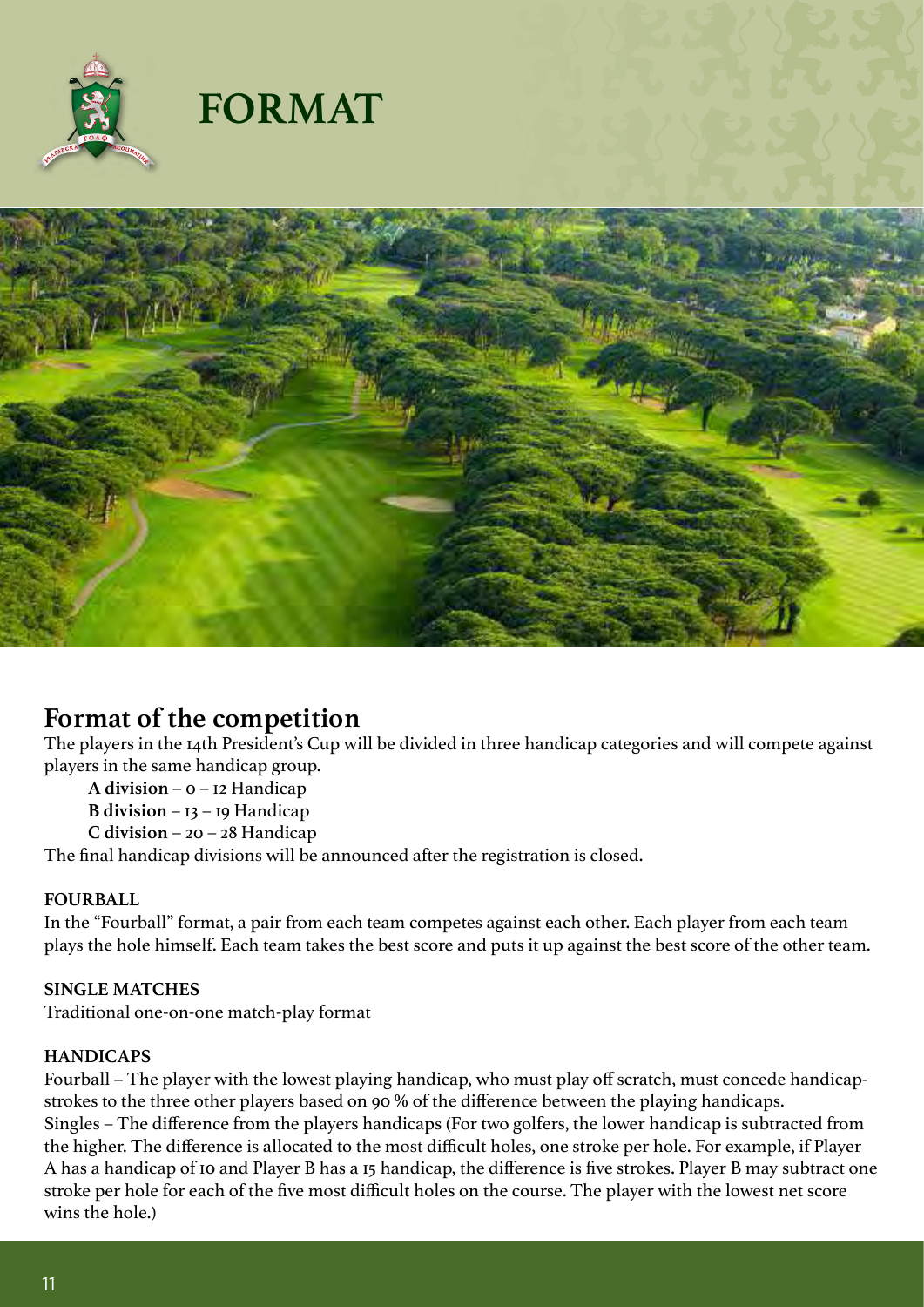# FORMAT

## Format of the competition

The players in the 14th President's Cup will be divided in three handicap categories and will compete against players in the same handicap group.

**A division** – 0 – 12 Handicap
**B division** – 13 – 19 Handicap
**C division** – 20 – 28 Handicap

The final handicap divisions will be announced after the registration is closed.

**FOURBALL**

In the "Fourball" format, a pair from each team competes against each other. Each player from each team plays the hole himself. Each team takes the best score and puts it up against the best score of the other team.

**SINGLE MATCHES**

Traditional one-on-one match-play format

**HANDICAPS**

Fourball – The player with the lowest playing handicap, who must play off scratch, must concede handicap-strokes to the three other players based on 90 % of the difference between the playing handicaps.
Singles – The difference from the players handicaps (For two golfers, the lower handicap is subtracted from the higher. The difference is allocated to the most difficult holes, one stroke per hole. For example, if Player A has a handicap of 10 and Player B has a 15 handicap, the difference is five strokes. Player B may subtract one stroke per hole for each of the five most difficult holes on the course. The player with the lowest net score wins the hole.)